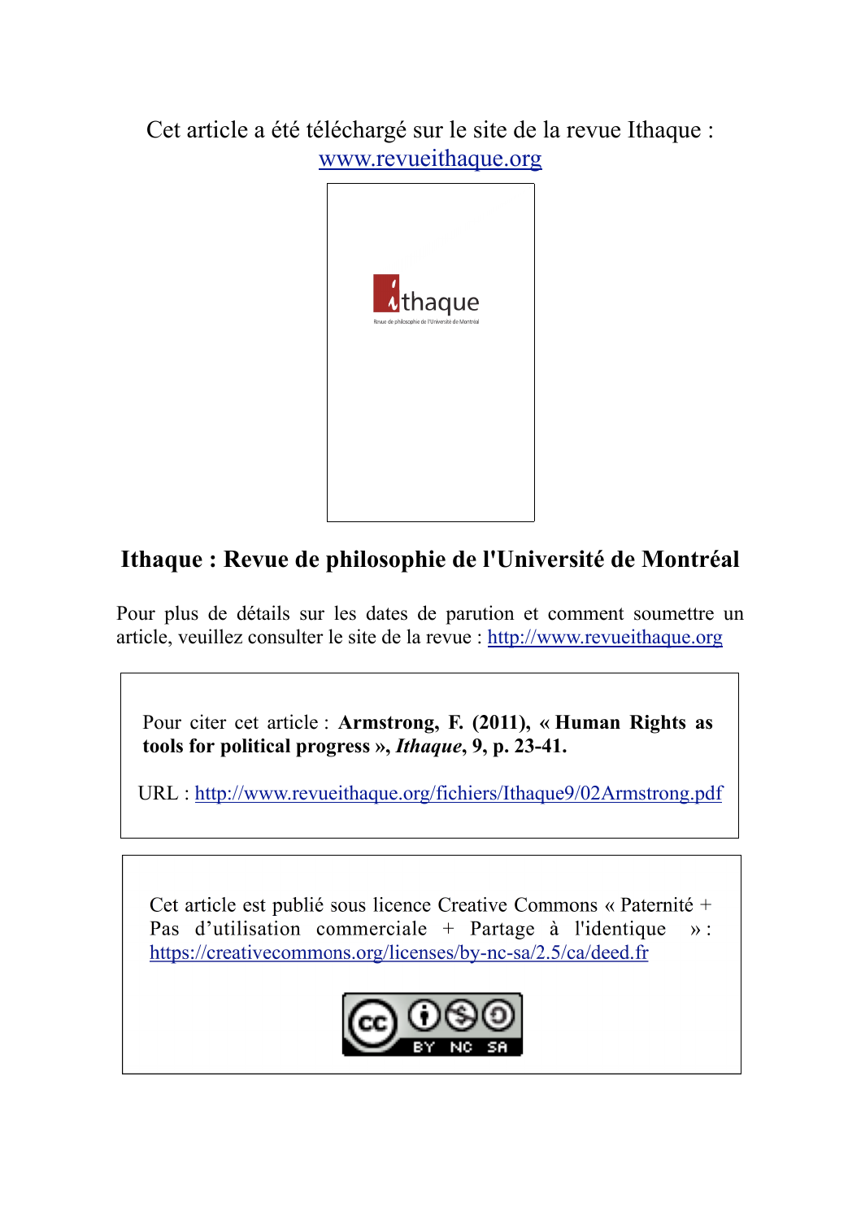Cet article a été téléchargé sur le site de la revue Ithaque :
www.revueithaque.org

ithaque
Revue de philosophie de l'Université de Montréal

# Ithaque : Revue de philosophie de l'Université de Montréal

Pour plus de détails sur les dates de parution et comment soumettre un article, veuillez consulter le site de la revue : http://www.revueithaque.org

Pour citer cet article : **Armstrong, F. (2011), « Human Rights as tools for political progress », *Ithaque*, 9, p. 23-41.**

URL : http://www.revueithaque.org/fichiers/Ithaque9/02Armstrong.pdf

Cet article est publié sous licence Creative Commons « Paternité + Pas d'utilisation commerciale + Partage à l'identique » : https://creativecommons.org/licenses/by-nc-sa/2.5/ca/deed.fr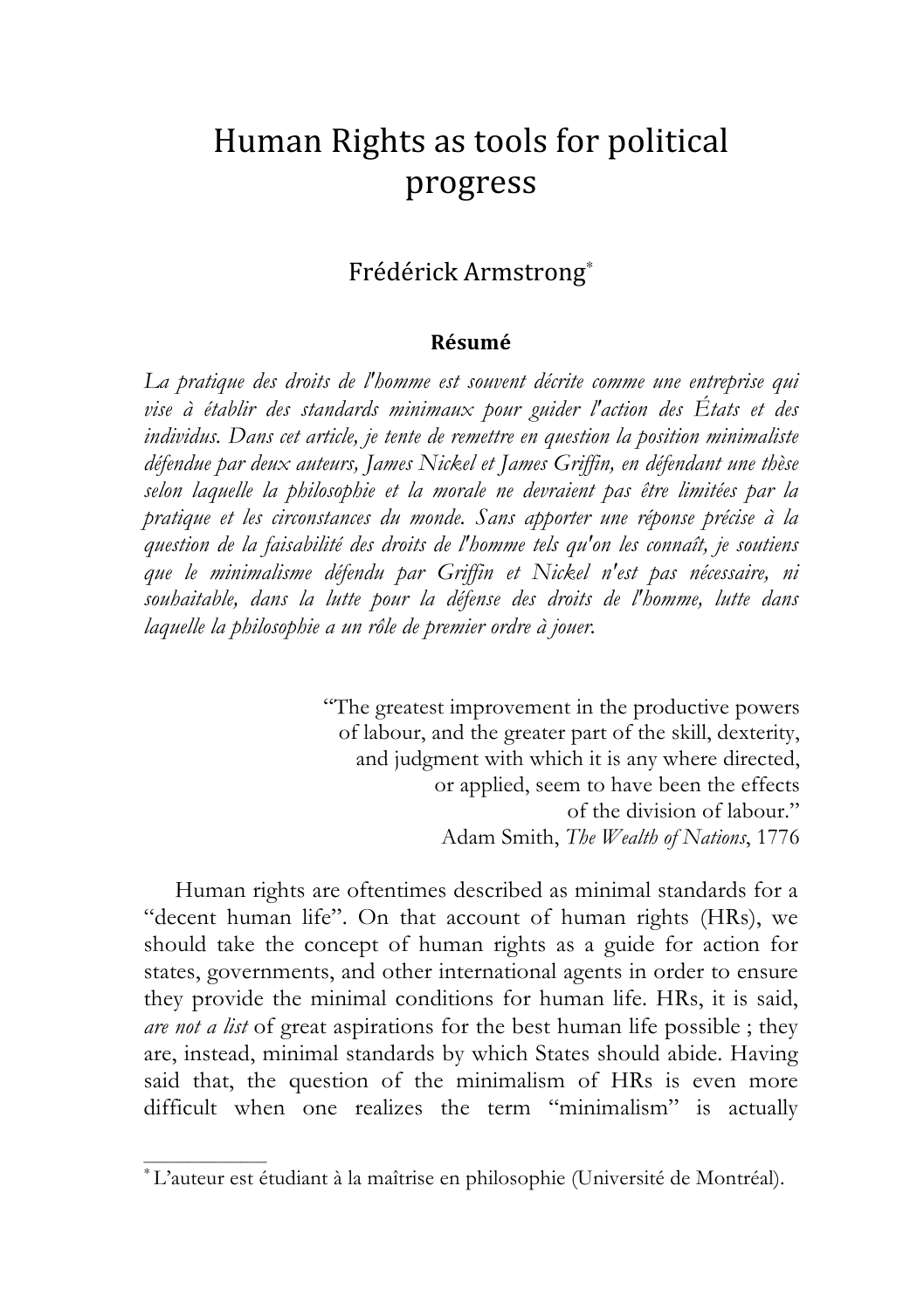# Human Rights as tools for political progress

Frédérick Armstrong[*]

**Résumé**

*La pratique des droits de l'homme est souvent décrite comme une entreprise qui vise à établir des standards minimaux pour guider l'action des États et des individus. Dans cet article, je tente de remettre en question la position minimaliste défendue par deux auteurs, James Nickel et James Griffin, en défendant une thèse selon laquelle la philosophie et la morale ne devraient pas être limitées par la pratique et les circonstances du monde. Sans apporter une réponse précise à la question de la faisabilité des droits de l'homme tels qu'on les connaît, je soutiens que le minimalisme défendu par Griffin et Nickel n'est pas nécessaire, ni souhaitable, dans la lutte pour la défense des droits de l'homme, lutte dans laquelle la philosophie a un rôle de premier ordre à jouer.*

> "The greatest improvement in the productive powers of labour, and the greater part of the skill, dexterity, and judgment with which it is any where directed, or applied, seem to have been the effects of the division of labour."
> Adam Smith, *The Wealth of Nations*, 1776

Human rights are oftentimes described as minimal standards for a "decent human life". On that account of human rights (HRs), we should take the concept of human rights as a guide for action for states, governments, and other international agents in order to ensure they provide the minimal conditions for human life. HRs, it is said, *are not a list* of great aspirations for the best human life possible ; they are, instead, minimal standards by which States should abide. Having said that, the question of the minimalism of HRs is even more difficult when one realizes the term "minimalism" is actually

[*] L'auteur est étudiant à la maîtrise en philosophie (Université de Montréal).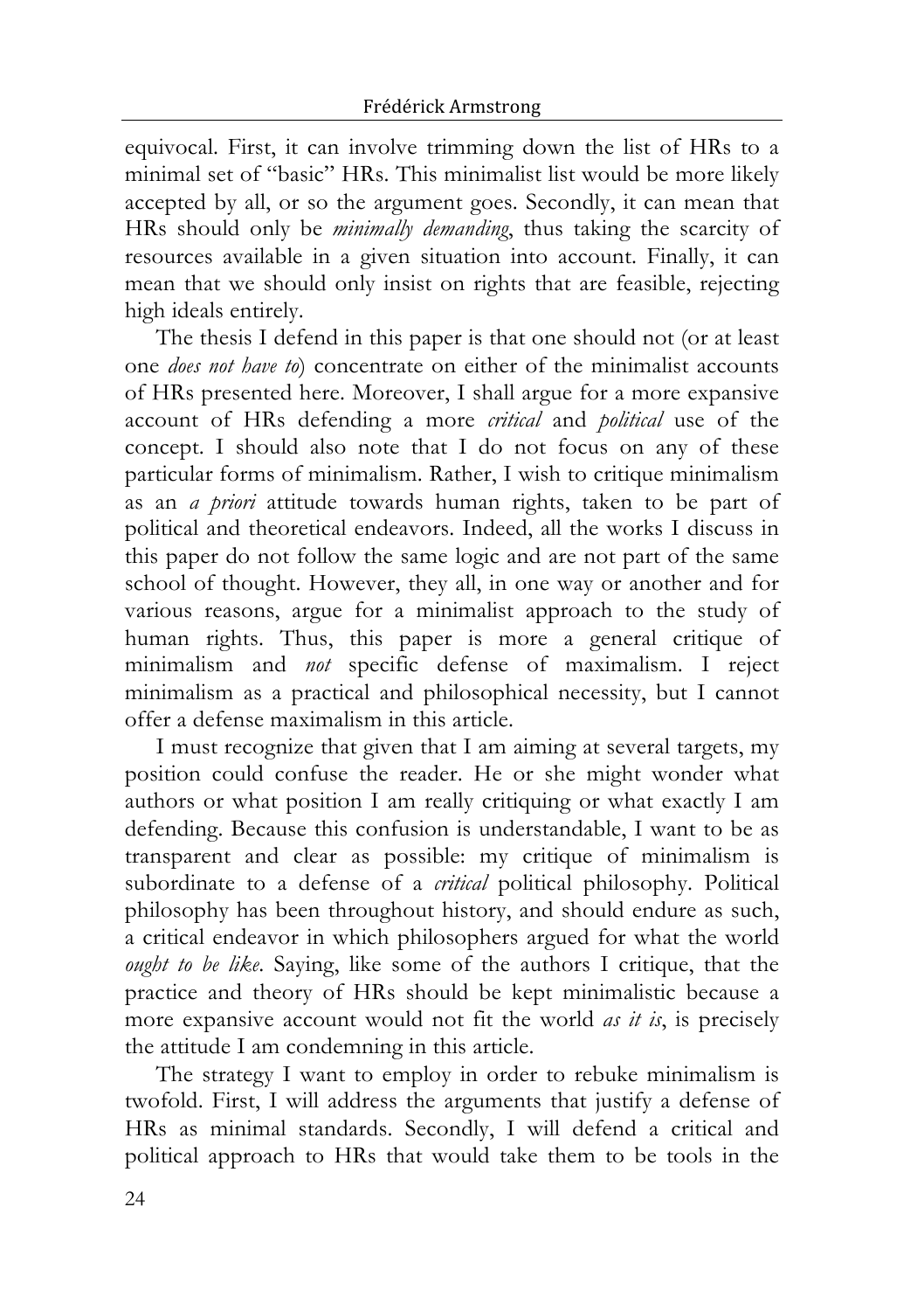equivocal. First, it can involve trimming down the list of HRs to a minimal set of "basic" HRs. This minimalist list would be more likely accepted by all, or so the argument goes. Secondly, it can mean that HRs should only be *minimally demanding*, thus taking the scarcity of resources available in a given situation into account. Finally, it can mean that we should only insist on rights that are feasible, rejecting high ideals entirely.

The thesis I defend in this paper is that one should not (or at least one *does not have to*) concentrate on either of the minimalist accounts of HRs presented here. Moreover, I shall argue for a more expansive account of HRs defending a more *critical* and *political* use of the concept. I should also note that I do not focus on any of these particular forms of minimalism. Rather, I wish to critique minimalism as an *a priori* attitude towards human rights, taken to be part of political and theoretical endeavors. Indeed, all the works I discuss in this paper do not follow the same logic and are not part of the same school of thought. However, they all, in one way or another and for various reasons, argue for a minimalist approach to the study of human rights. Thus, this paper is more a general critique of minimalism and *not* specific defense of maximalism. I reject minimalism as a practical and philosophical necessity, but I cannot offer a defense maximalism in this article.

I must recognize that given that I am aiming at several targets, my position could confuse the reader. He or she might wonder what authors or what position I am really critiquing or what exactly I am defending. Because this confusion is understandable, I want to be as transparent and clear as possible: my critique of minimalism is subordinate to a defense of a *critical* political philosophy. Political philosophy has been throughout history, and should endure as such, a critical endeavor in which philosophers argued for what the world *ought to be like*. Saying, like some of the authors I critique, that the practice and theory of HRs should be kept minimalistic because a more expansive account would not fit the world *as it is*, is precisely the attitude I am condemning in this article.

The strategy I want to employ in order to rebuke minimalism is twofold. First, I will address the arguments that justify a defense of HRs as minimal standards. Secondly, I will defend a critical and political approach to HRs that would take them to be tools in the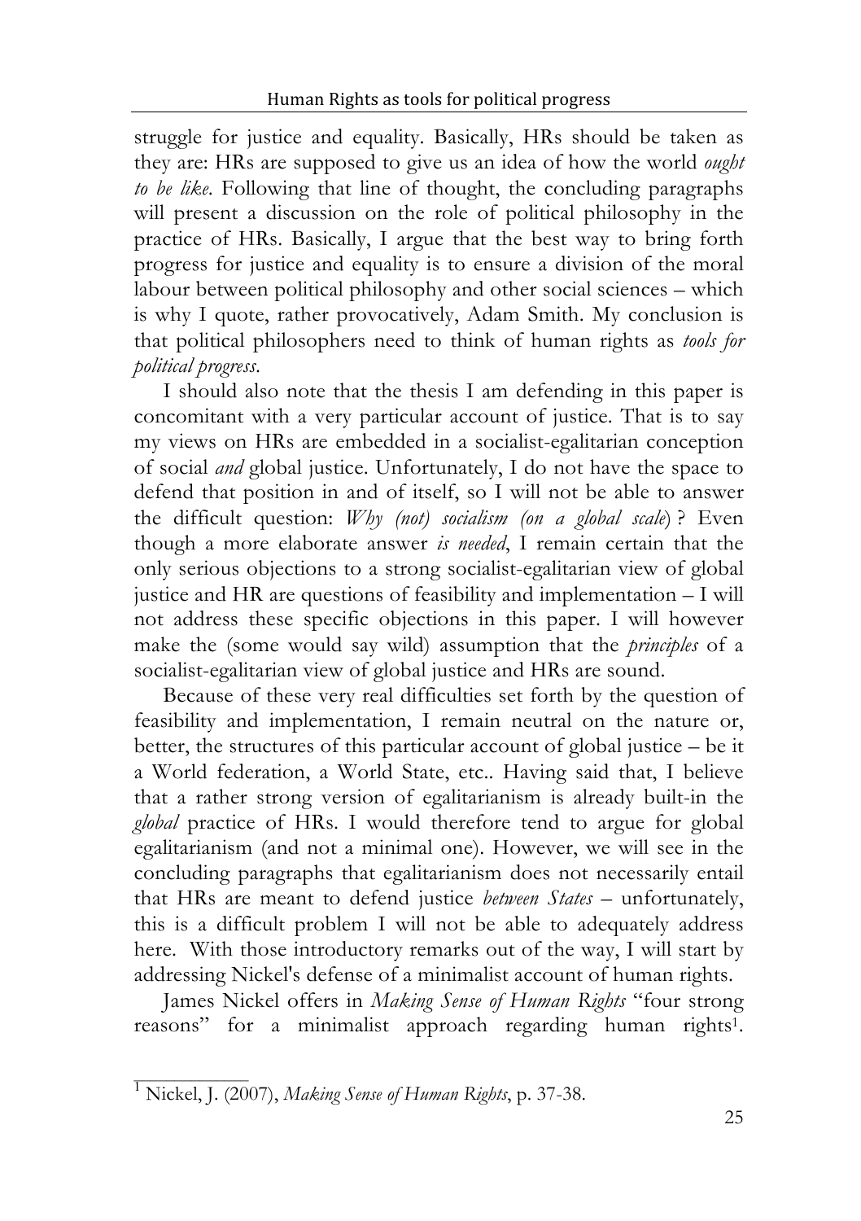struggle for justice and equality. Basically, HRs should be taken as they are: HRs are supposed to give us an idea of how the world *ought to be like*. Following that line of thought, the concluding paragraphs will present a discussion on the role of political philosophy in the practice of HRs. Basically, I argue that the best way to bring forth progress for justice and equality is to ensure a division of the moral labour between political philosophy and other social sciences – which is why I quote, rather provocatively, Adam Smith. My conclusion is that political philosophers need to think of human rights as *tools for political progress*.

I should also note that the thesis I am defending in this paper is concomitant with a very particular account of justice. That is to say my views on HRs are embedded in a socialist-egalitarian conception of social *and* global justice. Unfortunately, I do not have the space to defend that position in and of itself, so I will not be able to answer the difficult question: *Why (not) socialism (on a global scale)* ? Even though a more elaborate answer *is needed*, I remain certain that the only serious objections to a strong socialist-egalitarian view of global justice and HR are questions of feasibility and implementation – I will not address these specific objections in this paper. I will however make the (some would say wild) assumption that the *principles* of a socialist-egalitarian view of global justice and HRs are sound.

Because of these very real difficulties set forth by the question of feasibility and implementation, I remain neutral on the nature or, better, the structures of this particular account of global justice – be it a World federation, a World State, etc.. Having said that, I believe that a rather strong version of egalitarianism is already built-in the *global* practice of HRs. I would therefore tend to argue for global egalitarianism (and not a minimal one). However, we will see in the concluding paragraphs that egalitarianism does not necessarily entail that HRs are meant to defend justice *between States* – unfortunately, this is a difficult problem I will not be able to adequately address here. With those introductory remarks out of the way, I will start by addressing Nickel's defense of a minimalist account of human rights.

James Nickel offers in *Making Sense of Human Rights* "four strong reasons" for a minimalist approach regarding human rights[1].

---

[1] Nickel, J. (2007), *Making Sense of Human Rights*, p. 37-38.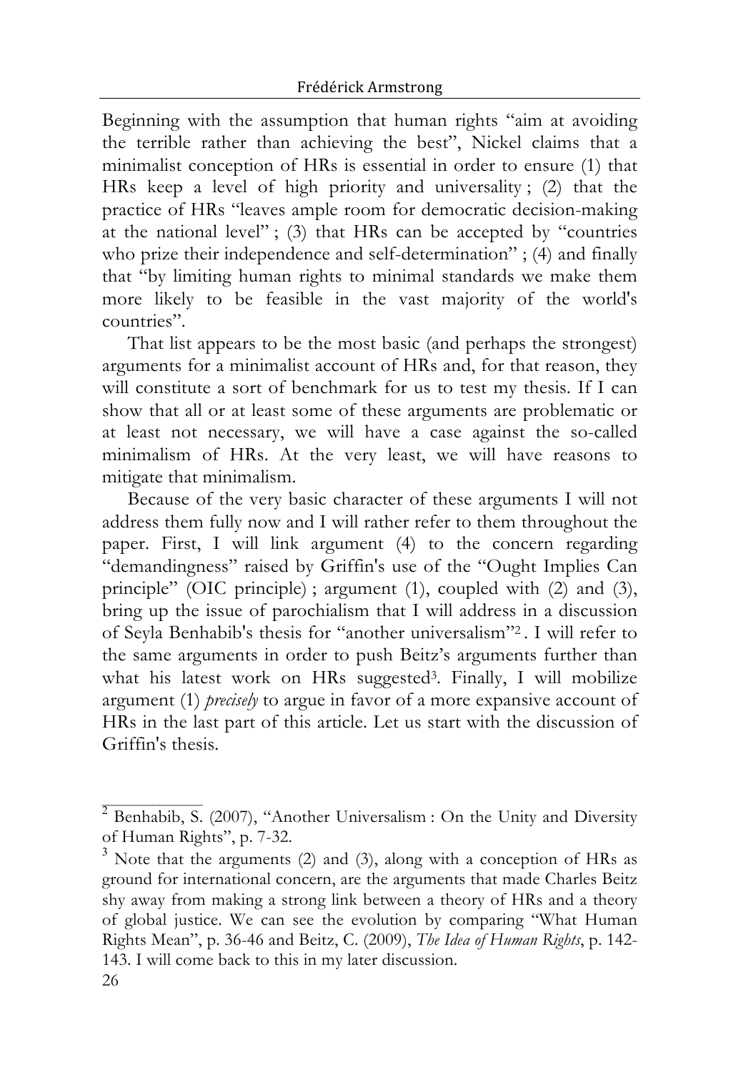Beginning with the assumption that human rights "aim at avoiding the terrible rather than achieving the best", Nickel claims that a minimalist conception of HRs is essential in order to ensure (1) that HRs keep a level of high priority and universality ; (2) that the practice of HRs "leaves ample room for democratic decision-making at the national level" ; (3) that HRs can be accepted by "countries who prize their independence and self-determination" ; (4) and finally that "by limiting human rights to minimal standards we make them more likely to be feasible in the vast majority of the world's countries".

That list appears to be the most basic (and perhaps the strongest) arguments for a minimalist account of HRs and, for that reason, they will constitute a sort of benchmark for us to test my thesis. If I can show that all or at least some of these arguments are problematic or at least not necessary, we will have a case against the so-called minimalism of HRs. At the very least, we will have reasons to mitigate that minimalism.

Because of the very basic character of these arguments I will not address them fully now and I will rather refer to them throughout the paper. First, I will link argument (4) to the concern regarding "demandingness" raised by Griffin's use of the "Ought Implies Can principle" (OIC principle) ; argument (1), coupled with (2) and (3), bring up the issue of parochialism that I will address in a discussion of Seyla Benhabib's thesis for "another universalism"[2]. I will refer to the same arguments in order to push Beitz's arguments further than what his latest work on HRs suggested[3]. Finally, I will mobilize argument (1) *precisely* to argue in favor of a more expansive account of HRs in the last part of this article. Let us start with the discussion of Griffin's thesis.

---

[2] Benhabib, S. (2007), "Another Universalism : On the Unity and Diversity of Human Rights", p. 7-32.

[3] Note that the arguments (2) and (3), along with a conception of HRs as ground for international concern, are the arguments that made Charles Beitz shy away from making a strong link between a theory of HRs and a theory of global justice. We can see the evolution by comparing "What Human Rights Mean", p. 36-46 and Beitz, C. (2009), *The Idea of Human Rights*, p. 142-143. I will come back to this in my later discussion.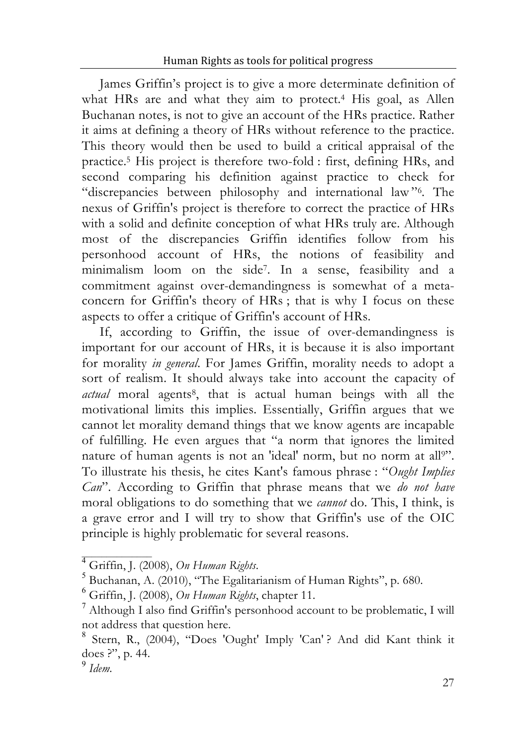James Griffin's project is to give a more determinate definition of what HRs are and what they aim to protect.[4] His goal, as Allen Buchanan notes, is not to give an account of the HRs practice. Rather it aims at defining a theory of HRs without reference to the practice. This theory would then be used to build a critical appraisal of the practice.[5] His project is therefore two-fold : first, defining HRs, and second comparing his definition against practice to check for "discrepancies between philosophy and international law"[6]. The nexus of Griffin's project is therefore to correct the practice of HRs with a solid and definite conception of what HRs truly are. Although most of the discrepancies Griffin identifies follow from his personhood account of HRs, the notions of feasibility and minimalism loom on the side[7]. In a sense, feasibility and a commitment against over-demandingness is somewhat of a meta-concern for Griffin's theory of HRs ; that is why I focus on these aspects to offer a critique of Griffin's account of HRs.

If, according to Griffin, the issue of over-demandingness is important for our account of HRs, it is because it is also important for morality *in general*. For James Griffin, morality needs to adopt a sort of realism. It should always take into account the capacity of *actual* moral agents[8], that is actual human beings with all the motivational limits this implies. Essentially, Griffin argues that we cannot let morality demand things that we know agents are incapable of fulfilling. He even argues that "a norm that ignores the limited nature of human agents is not an 'ideal' norm, but no norm at all[9]". To illustrate his thesis, he cites Kant's famous phrase : "*Ought Implies Can*". According to Griffin that phrase means that we *do not have* moral obligations to do something that we *cannot* do. This, I think, is a grave error and I will try to show that Griffin's use of the OIC principle is highly problematic for several reasons.

---

[4] Griffin, J. (2008), *On Human Rights*.

[5] Buchanan, A. (2010), "The Egalitarianism of Human Rights", p. 680.

[6] Griffin, J. (2008), *On Human Rights*, chapter 11.

[7] Although I also find Griffin's personhood account to be problematic, I will not address that question here.

[8] Stern, R., (2004), "Does 'Ought' Imply 'Can' ? And did Kant think it does ?", p. 44.

[9] *Idem.*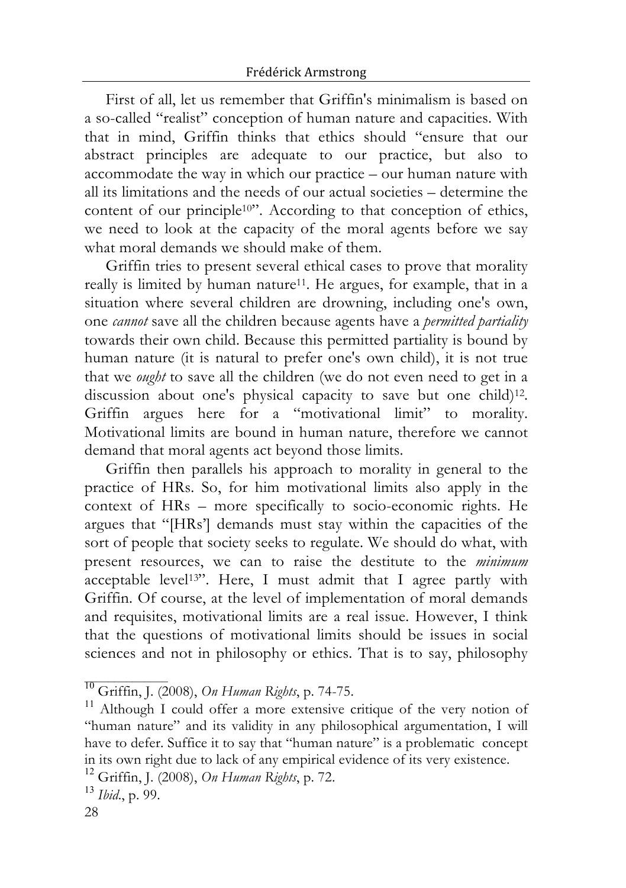First of all, let us remember that Griffin's minimalism is based on a so-called "realist" conception of human nature and capacities. With that in mind, Griffin thinks that ethics should "ensure that our abstract principles are adequate to our practice, but also to accommodate the way in which our practice – our human nature with all its limitations and the needs of our actual societies – determine the content of our principle[10]". According to that conception of ethics, we need to look at the capacity of the moral agents before we say what moral demands we should make of them.

Griffin tries to present several ethical cases to prove that morality really is limited by human nature[11]. He argues, for example, that in a situation where several children are drowning, including one's own, one *cannot* save all the children because agents have a *permitted partiality* towards their own child. Because this permitted partiality is bound by human nature (it is natural to prefer one's own child), it is not true that we *ought* to save all the children (we do not even need to get in a discussion about one's physical capacity to save but one child)[12]. Griffin argues here for a "motivational limit" to morality. Motivational limits are bound in human nature, therefore we cannot demand that moral agents act beyond those limits.

Griffin then parallels his approach to morality in general to the practice of HRs. So, for him motivational limits also apply in the context of HRs – more specifically to socio-economic rights. He argues that "[HRs'] demands must stay within the capacities of the sort of people that society seeks to regulate. We should do what, with present resources, we can to raise the destitute to the *minimum* acceptable level[13]". Here, I must admit that I agree partly with Griffin. Of course, at the level of implementation of moral demands and requisites, motivational limits are a real issue. However, I think that the questions of motivational limits should be issues in social sciences and not in philosophy or ethics. That is to say, philosophy

---

[10] Griffin, J. (2008), *On Human Rights*, p. 74-75.

[11] Although I could offer a more extensive critique of the very notion of "human nature" and its validity in any philosophical argumentation, I will have to defer. Suffice it to say that "human nature" is a problematic concept in its own right due to lack of any empirical evidence of its very existence.

[12] Griffin, J. (2008), *On Human Rights*, p. 72.

[13] *Ibid.*, p. 99.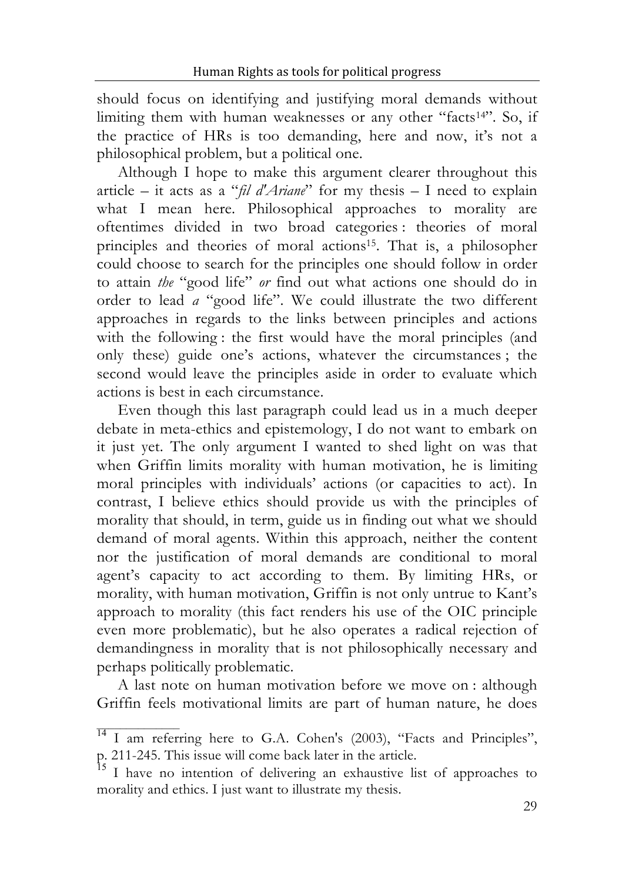should focus on identifying and justifying moral demands without limiting them with human weaknesses or any other "facts[14]". So, if the practice of HRs is too demanding, here and now, it's not a philosophical problem, but a political one.

Although I hope to make this argument clearer throughout this article – it acts as a "*fil d'Ariane*" for my thesis – I need to explain what I mean here. Philosophical approaches to morality are oftentimes divided in two broad categories : theories of moral principles and theories of moral actions[15]. That is, a philosopher could choose to search for the principles one should follow in order to attain *the* "good life" *or* find out what actions one should do in order to lead *a* "good life". We could illustrate the two different approaches in regards to the links between principles and actions with the following : the first would have the moral principles (and only these) guide one's actions, whatever the circumstances ; the second would leave the principles aside in order to evaluate which actions is best in each circumstance.

Even though this last paragraph could lead us in a much deeper debate in meta-ethics and epistemology, I do not want to embark on it just yet. The only argument I wanted to shed light on was that when Griffin limits morality with human motivation, he is limiting moral principles with individuals' actions (or capacities to act). In contrast, I believe ethics should provide us with the principles of morality that should, in term, guide us in finding out what we should demand of moral agents. Within this approach, neither the content nor the justification of moral demands are conditional to moral agent's capacity to act according to them. By limiting HRs, or morality, with human motivation, Griffin is not only untrue to Kant's approach to morality (this fact renders his use of the OIC principle even more problematic), but he also operates a radical rejection of demandingness in morality that is not philosophically necessary and perhaps politically problematic.

A last note on human motivation before we move on : although Griffin feels motivational limits are part of human nature, he does

---

[14] I am referring here to G.A. Cohen's (2003), "Facts and Principles", p. 211-245. This issue will come back later in the article.

[15] I have no intention of delivering an exhaustive list of approaches to morality and ethics. I just want to illustrate my thesis.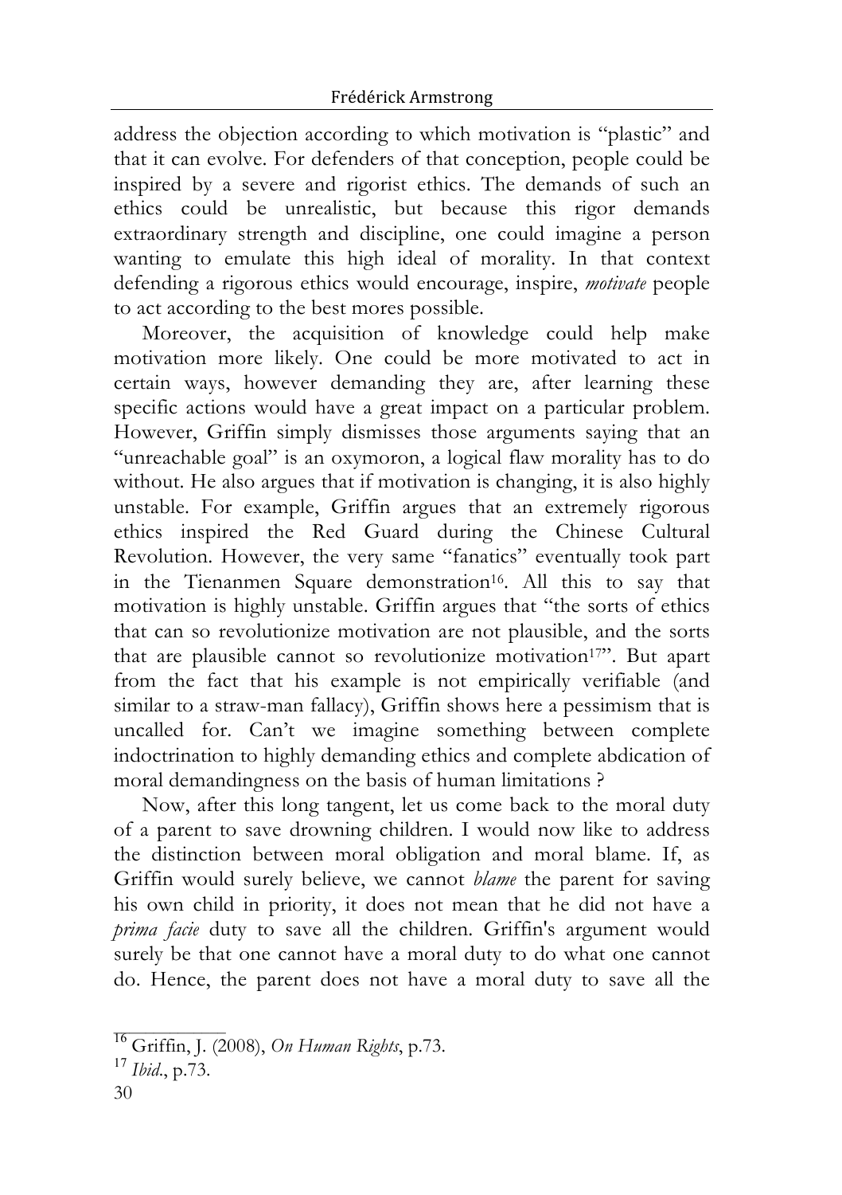address the objection according to which motivation is "plastic" and that it can evolve. For defenders of that conception, people could be inspired by a severe and rigorist ethics. The demands of such an ethics could be unrealistic, but because this rigor demands extraordinary strength and discipline, one could imagine a person wanting to emulate this high ideal of morality. In that context defending a rigorous ethics would encourage, inspire, *motivate* people to act according to the best mores possible.

Moreover, the acquisition of knowledge could help make motivation more likely. One could be more motivated to act in certain ways, however demanding they are, after learning these specific actions would have a great impact on a particular problem. However, Griffin simply dismisses those arguments saying that an "unreachable goal" is an oxymoron, a logical flaw morality has to do without. He also argues that if motivation is changing, it is also highly unstable. For example, Griffin argues that an extremely rigorous ethics inspired the Red Guard during the Chinese Cultural Revolution. However, the very same "fanatics" eventually took part in the Tienanmen Square demonstration[16]. All this to say that motivation is highly unstable. Griffin argues that "the sorts of ethics that can so revolutionize motivation are not plausible, and the sorts that are plausible cannot so revolutionize motivation[17]". But apart from the fact that his example is not empirically verifiable (and similar to a straw-man fallacy), Griffin shows here a pessimism that is uncalled for. Can't we imagine something between complete indoctrination to highly demanding ethics and complete abdication of moral demandingness on the basis of human limitations ?

Now, after this long tangent, let us come back to the moral duty of a parent to save drowning children. I would now like to address the distinction between moral obligation and moral blame. If, as Griffin would surely believe, we cannot *blame* the parent for saving his own child in priority, it does not mean that he did not have a *prima facie* duty to save all the children. Griffin's argument would surely be that one cannot have a moral duty to do what one cannot do. Hence, the parent does not have a moral duty to save all the

[16] Griffin, J. (2008), *On Human Rights*, p.73.

[17] *Ibid.*, p.73.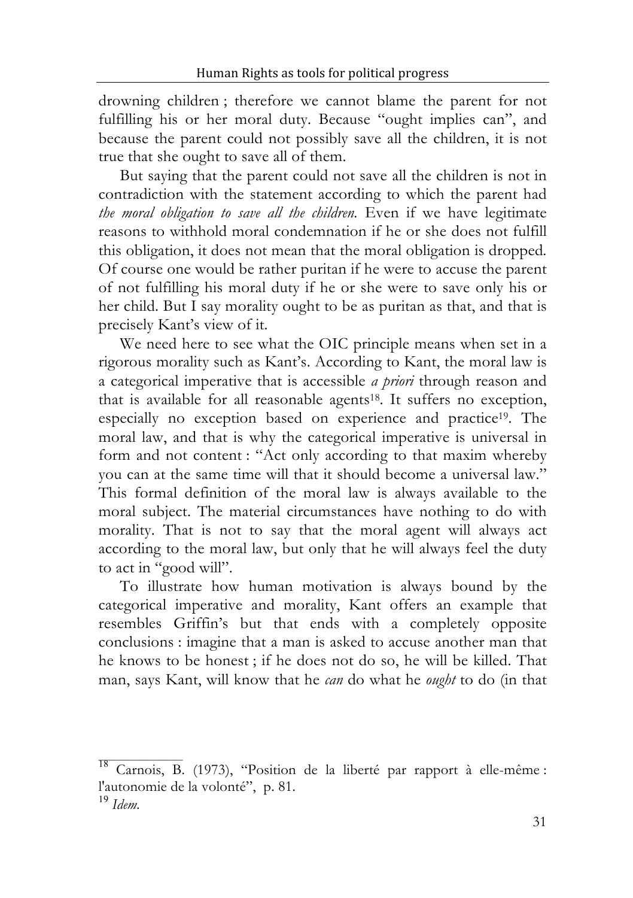drowning children ; therefore we cannot blame the parent for not fulfilling his or her moral duty. Because "ought implies can", and because the parent could not possibly save all the children, it is not true that she ought to save all of them.

But saying that the parent could not save all the children is not in contradiction with the statement according to which the parent had *the moral obligation to save all the children.* Even if we have legitimate reasons to withhold moral condemnation if he or she does not fulfill this obligation, it does not mean that the moral obligation is dropped. Of course one would be rather puritan if he were to accuse the parent of not fulfilling his moral duty if he or she were to save only his or her child. But I say morality ought to be as puritan as that, and that is precisely Kant's view of it.

We need here to see what the OIC principle means when set in a rigorous morality such as Kant's. According to Kant, the moral law is a categorical imperative that is accessible *a priori* through reason and that is available for all reasonable agents[18]. It suffers no exception, especially no exception based on experience and practice[19]. The moral law, and that is why the categorical imperative is universal in form and not content : "Act only according to that maxim whereby you can at the same time will that it should become a universal law." This formal definition of the moral law is always available to the moral subject. The material circumstances have nothing to do with morality. That is not to say that the moral agent will always act according to the moral law, but only that he will always feel the duty to act in "good will".

To illustrate how human motivation is always bound by the categorical imperative and morality, Kant offers an example that resembles Griffin's but that ends with a completely opposite conclusions : imagine that a man is asked to accuse another man that he knows to be honest ; if he does not do so, he will be killed. That man, says Kant, will know that he *can* do what he *ought* to do (in that

---

[18] Carnois, B. (1973), "Position de la liberté par rapport à elle-même : l'autonomie de la volonté", p. 81.

[19] *Idem.*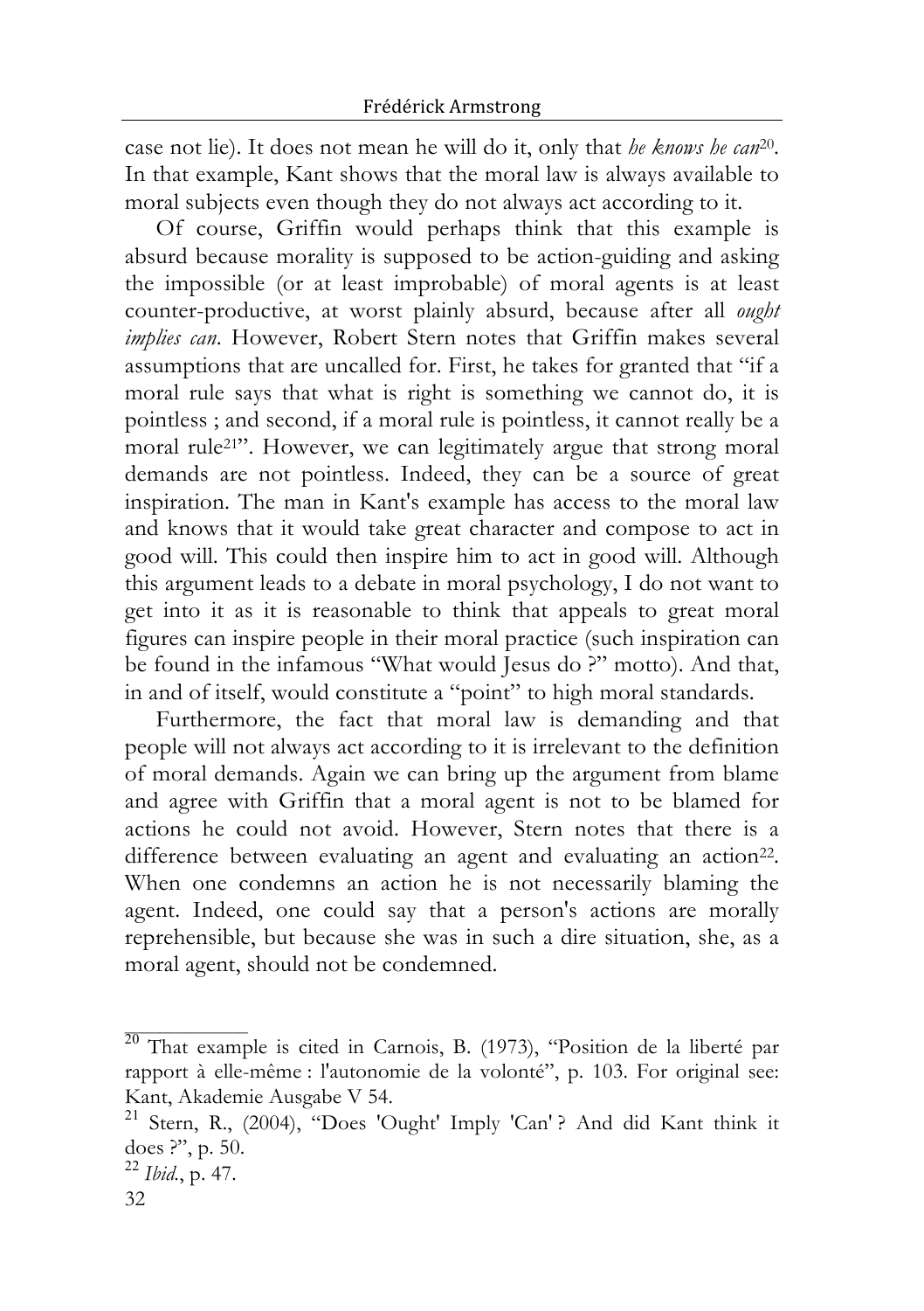case not lie). It does not mean he will do it, only that *he knows he can*[20]. In that example, Kant shows that the moral law is always available to moral subjects even though they do not always act according to it.

Of course, Griffin would perhaps think that this example is absurd because morality is supposed to be action-guiding and asking the impossible (or at least improbable) of moral agents is at least counter-productive, at worst plainly absurd, because after all *ought implies can*. However, Robert Stern notes that Griffin makes several assumptions that are uncalled for. First, he takes for granted that "if a moral rule says that what is right is something we cannot do, it is pointless ; and second, if a moral rule is pointless, it cannot really be a moral rule[21]". However, we can legitimately argue that strong moral demands are not pointless. Indeed, they can be a source of great inspiration. The man in Kant's example has access to the moral law and knows that it would take great character and compose to act in good will. This could then inspire him to act in good will. Although this argument leads to a debate in moral psychology, I do not want to get into it as it is reasonable to think that appeals to great moral figures can inspire people in their moral practice (such inspiration can be found in the infamous "What would Jesus do ?" motto). And that, in and of itself, would constitute a "point" to high moral standards.

Furthermore, the fact that moral law is demanding and that people will not always act according to it is irrelevant to the definition of moral demands. Again we can bring up the argument from blame and agree with Griffin that a moral agent is not to be blamed for actions he could not avoid. However, Stern notes that there is a difference between evaluating an agent and evaluating an action[22]. When one condemns an action he is not necessarily blaming the agent. Indeed, one could say that a person's actions are morally reprehensible, but because she was in such a dire situation, she, as a moral agent, should not be condemned.

---

[20] That example is cited in Carnois, B. (1973), "Position de la liberté par rapport à elle-même : l'autonomie de la volonté", p. 103. For original see: Kant, Akademie Ausgabe V 54.

[21] Stern, R., (2004), "Does 'Ought' Imply 'Can' ? And did Kant think it does ?", p. 50.

[22] *Ibid.*, p. 47.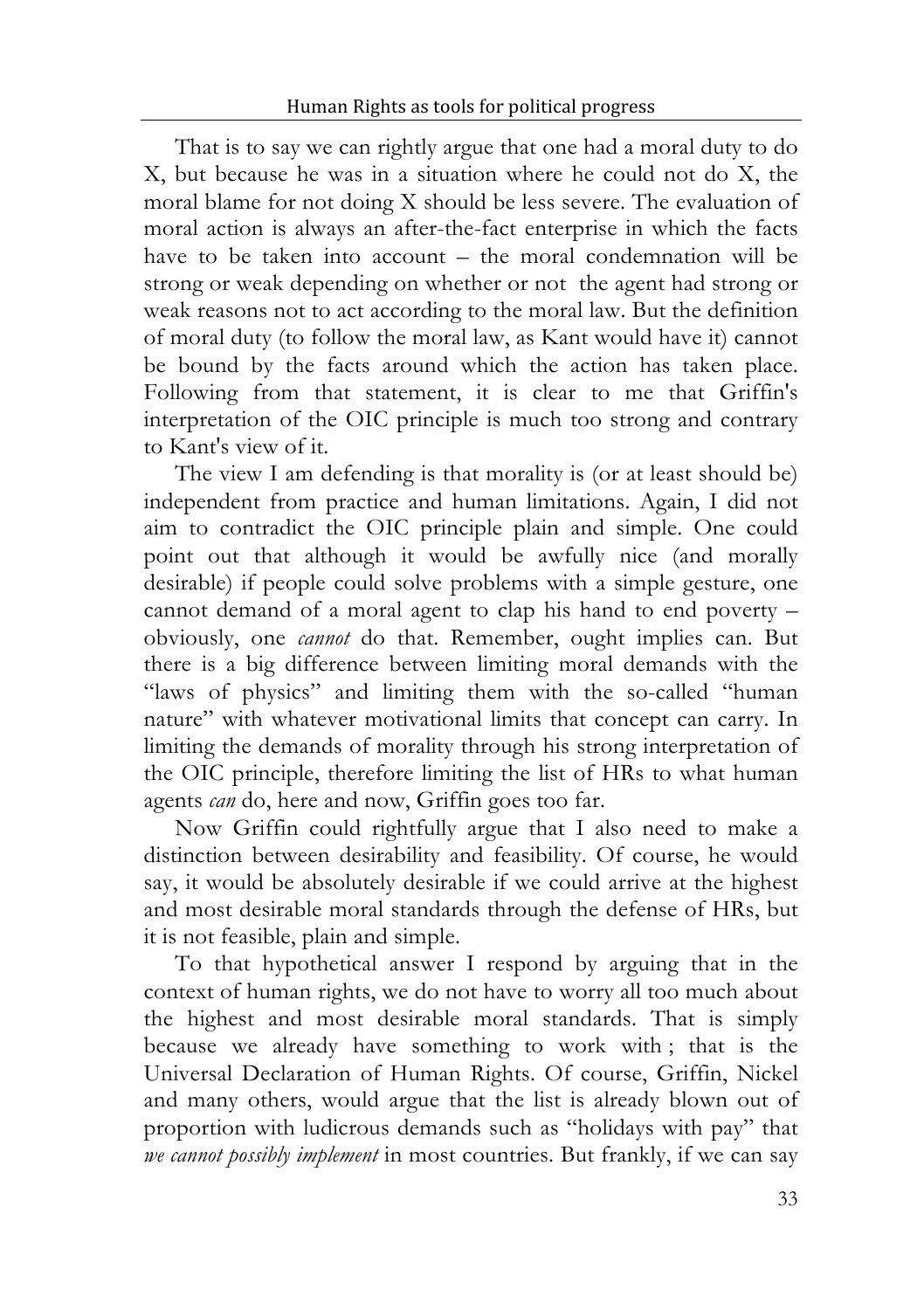That is to say we can rightly argue that one had a moral duty to do X, but because he was in a situation where he could not do X, the moral blame for not doing X should be less severe. The evaluation of moral action is always an after-the-fact enterprise in which the facts have to be taken into account – the moral condemnation will be strong or weak depending on whether or not the agent had strong or weak reasons not to act according to the moral law. But the definition of moral duty (to follow the moral law, as Kant would have it) cannot be bound by the facts around which the action has taken place. Following from that statement, it is clear to me that Griffin's interpretation of the OIC principle is much too strong and contrary to Kant's view of it.

The view I am defending is that morality is (or at least should be) independent from practice and human limitations. Again, I did not aim to contradict the OIC principle plain and simple. One could point out that although it would be awfully nice (and morally desirable) if people could solve problems with a simple gesture, one cannot demand of a moral agent to clap his hand to end poverty – obviously, one *cannot* do that. Remember, ought implies can. But there is a big difference between limiting moral demands with the "laws of physics" and limiting them with the so-called "human nature" with whatever motivational limits that concept can carry. In limiting the demands of morality through his strong interpretation of the OIC principle, therefore limiting the list of HRs to what human agents *can* do, here and now, Griffin goes too far.

Now Griffin could rightfully argue that I also need to make a distinction between desirability and feasibility. Of course, he would say, it would be absolutely desirable if we could arrive at the highest and most desirable moral standards through the defense of HRs, but it is not feasible, plain and simple.

To that hypothetical answer I respond by arguing that in the context of human rights, we do not have to worry all too much about the highest and most desirable moral standards. That is simply because we already have something to work with ; that is the Universal Declaration of Human Rights. Of course, Griffin, Nickel and many others, would argue that the list is already blown out of proportion with ludicrous demands such as "holidays with pay" that *we cannot possibly implement* in most countries. But frankly, if we can say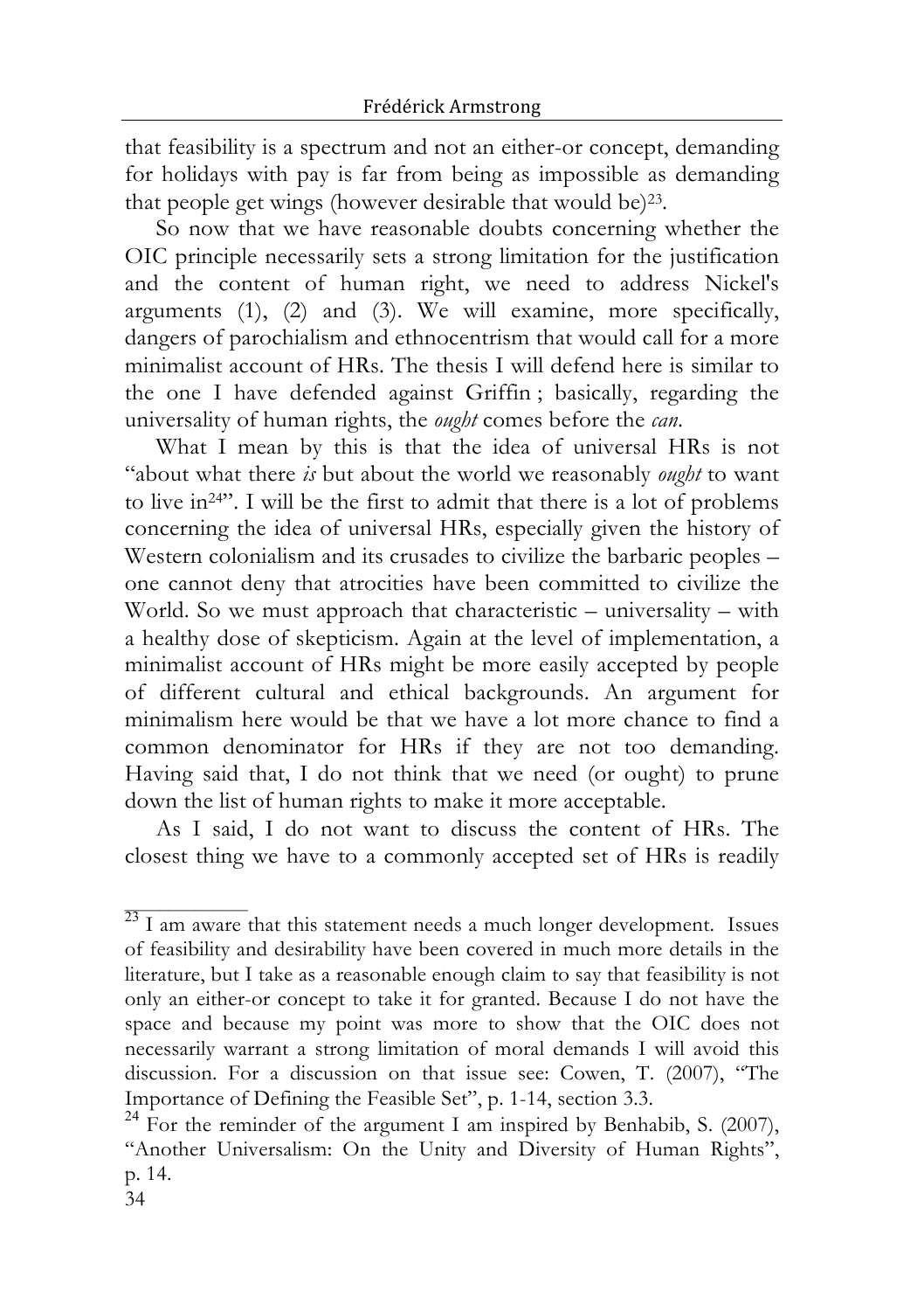that feasibility is a spectrum and not an either-or concept, demanding for holidays with pay is far from being as impossible as demanding that people get wings (however desirable that would be)[23].

So now that we have reasonable doubts concerning whether the OIC principle necessarily sets a strong limitation for the justification and the content of human right, we need to address Nickel's arguments (1), (2) and (3). We will examine, more specifically, dangers of parochialism and ethnocentrism that would call for a more minimalist account of HRs. The thesis I will defend here is similar to the one I have defended against Griffin ; basically, regarding the universality of human rights, the *ought* comes before the *can*.

What I mean by this is that the idea of universal HRs is not "about what there *is* but about the world we reasonably *ought* to want to live in[24]". I will be the first to admit that there is a lot of problems concerning the idea of universal HRs, especially given the history of Western colonialism and its crusades to civilize the barbaric peoples – one cannot deny that atrocities have been committed to civilize the World. So we must approach that characteristic – universality – with a healthy dose of skepticism. Again at the level of implementation, a minimalist account of HRs might be more easily accepted by people of different cultural and ethical backgrounds. An argument for minimalism here would be that we have a lot more chance to find a common denominator for HRs if they are not too demanding. Having said that, I do not think that we need (or ought) to prune down the list of human rights to make it more acceptable.

As I said, I do not want to discuss the content of HRs. The closest thing we have to a commonly accepted set of HRs is readily

---

[23] I am aware that this statement needs a much longer development. Issues of feasibility and desirability have been covered in much more details in the literature, but I take as a reasonable enough claim to say that feasibility is not only an either-or concept to take it for granted. Because I do not have the space and because my point was more to show that the OIC does not necessarily warrant a strong limitation of moral demands I will avoid this discussion. For a discussion on that issue see: Cowen, T. (2007), "The Importance of Defining the Feasible Set", p. 1-14, section 3.3.

[24] For the reminder of the argument I am inspired by Benhabib, S. (2007), "Another Universalism: On the Unity and Diversity of Human Rights", p. 14.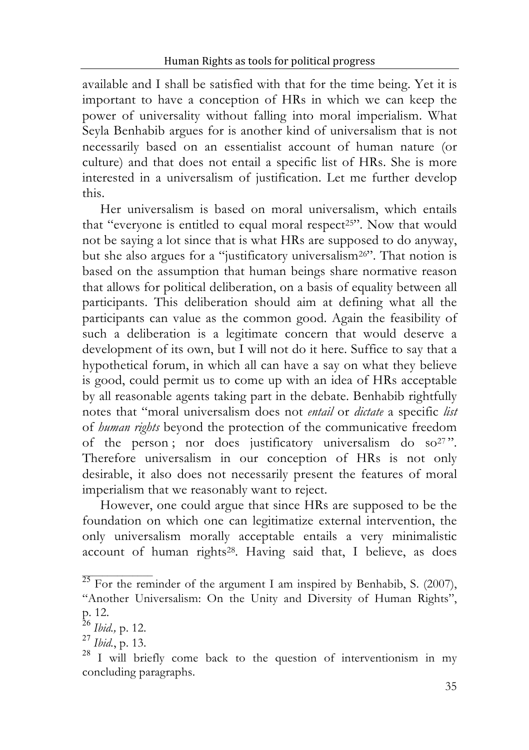available and I shall be satisfied with that for the time being. Yet it is important to have a conception of HRs in which we can keep the power of universality without falling into moral imperialism. What Seyla Benhabib argues for is another kind of universalism that is not necessarily based on an essentialist account of human nature (or culture) and that does not entail a specific list of HRs. She is more interested in a universalism of justification. Let me further develop this.

Her universalism is based on moral universalism, which entails that "everyone is entitled to equal moral respect[25]". Now that would not be saying a lot since that is what HRs are supposed to do anyway, but she also argues for a "justificatory universalism[26]". That notion is based on the assumption that human beings share normative reason that allows for political deliberation, on a basis of equality between all participants. This deliberation should aim at defining what all the participants can value as the common good. Again the feasibility of such a deliberation is a legitimate concern that would deserve a development of its own, but I will not do it here. Suffice to say that a hypothetical forum, in which all can have a say on what they believe is good, could permit us to come up with an idea of HRs acceptable by all reasonable agents taking part in the debate. Benhabib rightfully notes that "moral universalism does not *entail* or *dictate* a specific *list* of *human rights* beyond the protection of the communicative freedom of the person ; nor does justificatory universalism do so[27]". Therefore universalism in our conception of HRs is not only desirable, it also does not necessarily present the features of moral imperialism that we reasonably want to reject.

However, one could argue that since HRs are supposed to be the foundation on which one can legitimatize external intervention, the only universalism morally acceptable entails a very minimalistic account of human rights[28]. Having said that, I believe, as does

---

[25] For the reminder of the argument I am inspired by Benhabib, S. (2007), "Another Universalism: On the Unity and Diversity of Human Rights", p. 12.

[26] *Ibid.,* p. 12.

[27] *Ibid.*, p. 13.

[28] I will briefly come back to the question of interventionism in my concluding paragraphs.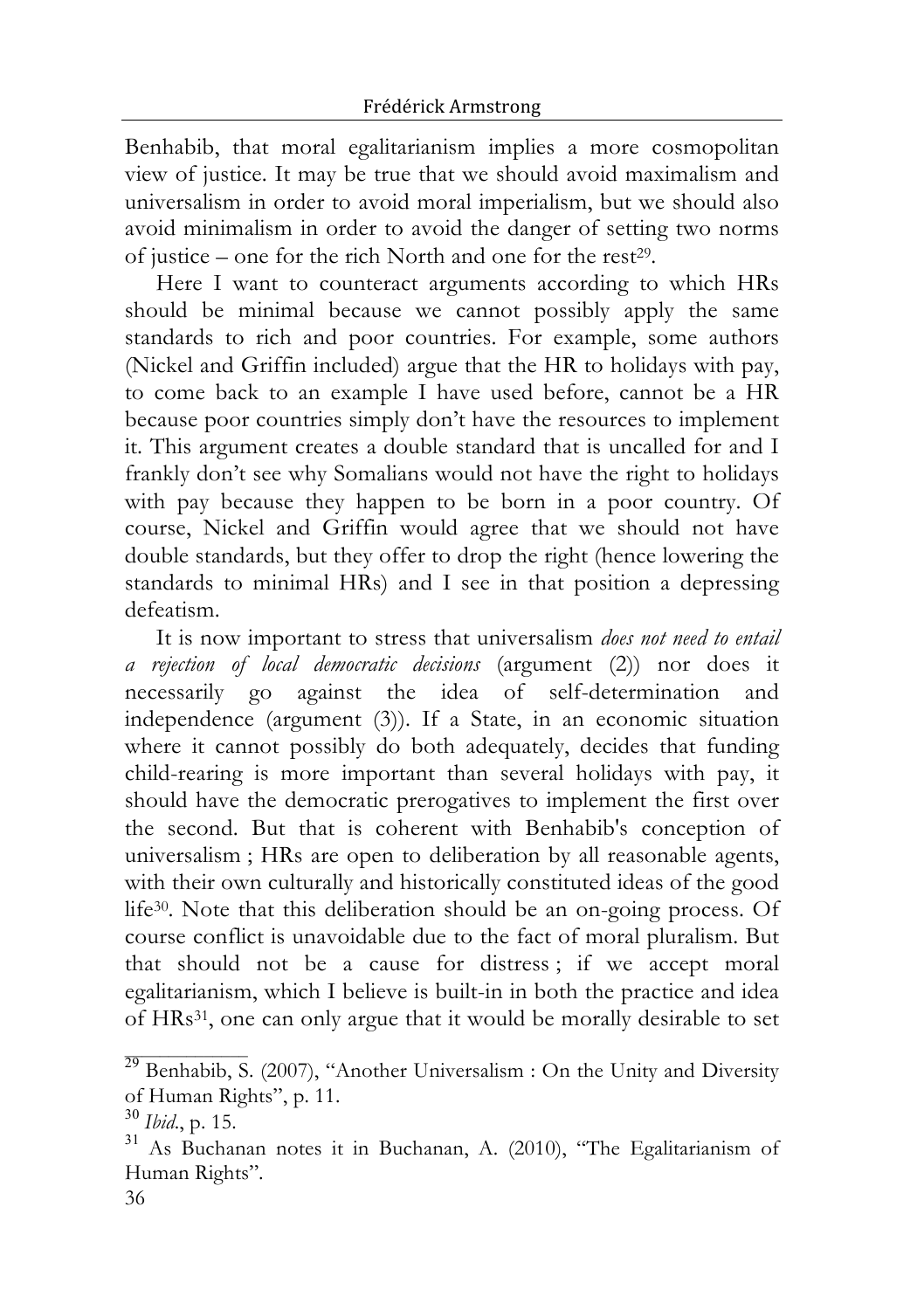Benhabib, that moral egalitarianism implies a more cosmopolitan view of justice. It may be true that we should avoid maximalism and universalism in order to avoid moral imperialism, but we should also avoid minimalism in order to avoid the danger of setting two norms of justice – one for the rich North and one for the rest[29].

Here I want to counteract arguments according to which HRs should be minimal because we cannot possibly apply the same standards to rich and poor countries. For example, some authors (Nickel and Griffin included) argue that the HR to holidays with pay, to come back to an example I have used before, cannot be a HR because poor countries simply don't have the resources to implement it. This argument creates a double standard that is uncalled for and I frankly don't see why Somalians would not have the right to holidays with pay because they happen to be born in a poor country. Of course, Nickel and Griffin would agree that we should not have double standards, but they offer to drop the right (hence lowering the standards to minimal HRs) and I see in that position a depressing defeatism.

It is now important to stress that universalism *does not need to entail a rejection of local democratic decisions* (argument (2)) nor does it necessarily go against the idea of self-determination and independence (argument (3)). If a State, in an economic situation where it cannot possibly do both adequately, decides that funding child-rearing is more important than several holidays with pay, it should have the democratic prerogatives to implement the first over the second. But that is coherent with Benhabib's conception of universalism ; HRs are open to deliberation by all reasonable agents, with their own culturally and historically constituted ideas of the good life[30]. Note that this deliberation should be an on-going process. Of course conflict is unavoidable due to the fact of moral pluralism. But that should not be a cause for distress ; if we accept moral egalitarianism, which I believe is built-in in both the practice and idea of HRs[31], one can only argue that it would be morally desirable to set

---

[29] Benhabib, S. (2007), "Another Universalism : On the Unity and Diversity of Human Rights", p. 11.

[30] *Ibid.*, p. 15.

[31] As Buchanan notes it in Buchanan, A. (2010), "The Egalitarianism of Human Rights".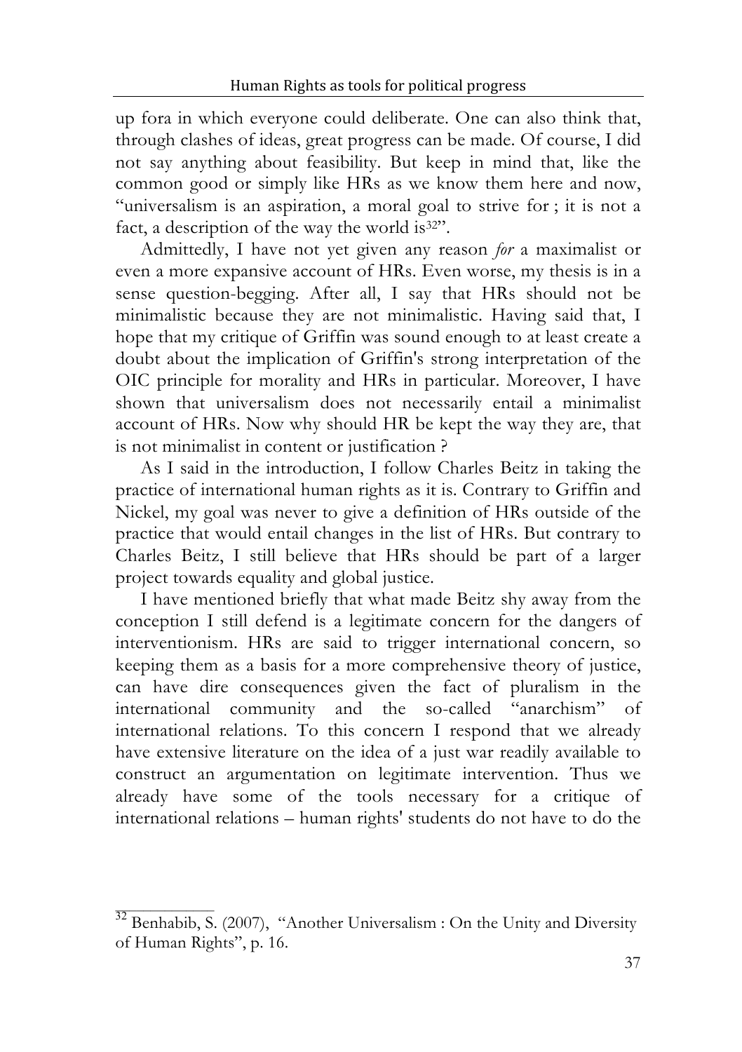up fora in which everyone could deliberate. One can also think that, through clashes of ideas, great progress can be made. Of course, I did not say anything about feasibility. But keep in mind that, like the common good or simply like HRs as we know them here and now, "universalism is an aspiration, a moral goal to strive for ; it is not a fact, a description of the way the world is[32]".

Admittedly, I have not yet given any reason *for* a maximalist or even a more expansive account of HRs. Even worse, my thesis is in a sense question-begging. After all, I say that HRs should not be minimalistic because they are not minimalistic. Having said that, I hope that my critique of Griffin was sound enough to at least create a doubt about the implication of Griffin's strong interpretation of the OIC principle for morality and HRs in particular. Moreover, I have shown that universalism does not necessarily entail a minimalist account of HRs. Now why should HR be kept the way they are, that is not minimalist in content or justification ?

As I said in the introduction, I follow Charles Beitz in taking the practice of international human rights as it is. Contrary to Griffin and Nickel, my goal was never to give a definition of HRs outside of the practice that would entail changes in the list of HRs. But contrary to Charles Beitz, I still believe that HRs should be part of a larger project towards equality and global justice.

I have mentioned briefly that what made Beitz shy away from the conception I still defend is a legitimate concern for the dangers of interventionism. HRs are said to trigger international concern, so keeping them as a basis for a more comprehensive theory of justice, can have dire consequences given the fact of pluralism in the international community and the so-called "anarchism" of international relations. To this concern I respond that we already have extensive literature on the idea of a just war readily available to construct an argumentation on legitimate intervention. Thus we already have some of the tools necessary for a critique of international relations – human rights' students do not have to do the

[32] Benhabib, S. (2007), "Another Universalism : On the Unity and Diversity of Human Rights", p. 16.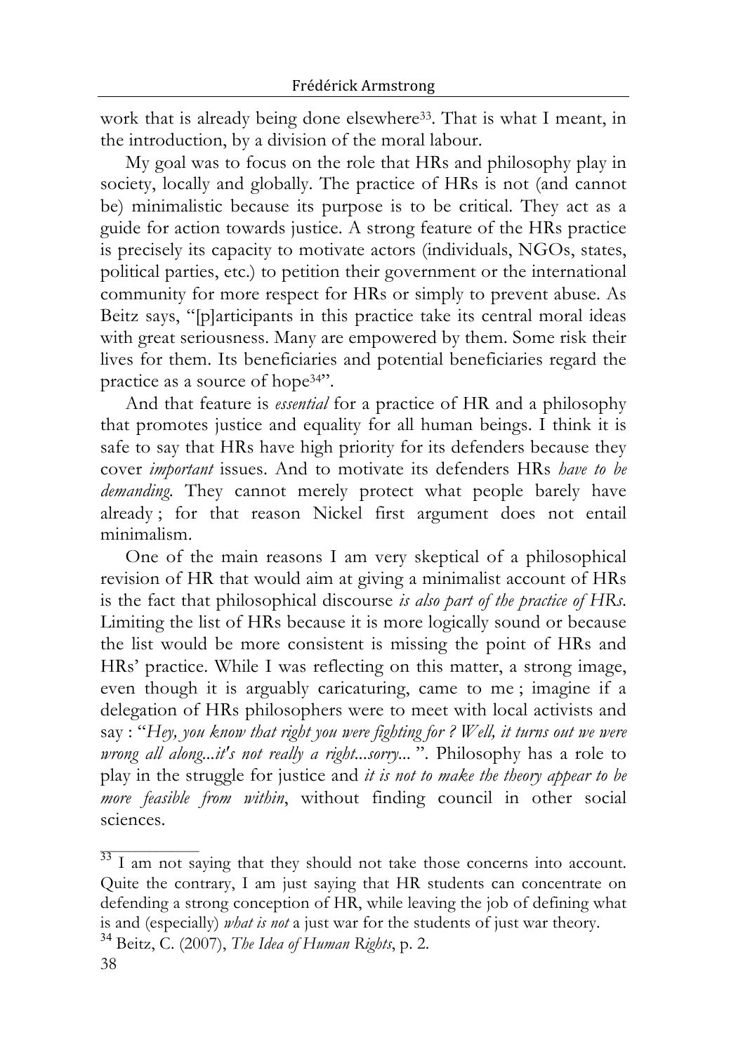work that is already being done elsewhere[33]. That is what I meant, in the introduction, by a division of the moral labour.

My goal was to focus on the role that HRs and philosophy play in society, locally and globally. The practice of HRs is not (and cannot be) minimalistic because its purpose is to be critical. They act as a guide for action towards justice. A strong feature of the HRs practice is precisely its capacity to motivate actors (individuals, NGOs, states, political parties, etc.) to petition their government or the international community for more respect for HRs or simply to prevent abuse. As Beitz says, "[p]articipants in this practice take its central moral ideas with great seriousness. Many are empowered by them. Some risk their lives for them. Its beneficiaries and potential beneficiaries regard the practice as a source of hope[34]".

And that feature is *essential* for a practice of HR and a philosophy that promotes justice and equality for all human beings. I think it is safe to say that HRs have high priority for its defenders because they cover *important* issues. And to motivate its defenders HRs *have to be demanding*. They cannot merely protect what people barely have already ; for that reason Nickel first argument does not entail minimalism.

One of the main reasons I am very skeptical of a philosophical revision of HR that would aim at giving a minimalist account of HRs is the fact that philosophical discourse *is also part of the practice of HRs*. Limiting the list of HRs because it is more logically sound or because the list would be more consistent is missing the point of HRs and HRs' practice. While I was reflecting on this matter, a strong image, even though it is arguably caricaturing, came to me ; imagine if a delegation of HRs philosophers were to meet with local activists and say : "*Hey, you know that right you were fighting for ? Well, it turns out we were wrong all along...it's not really a right...sorry...* ". Philosophy has a role to play in the struggle for justice and *it is not to make the theory appear to be more feasible from within*, without finding council in other social sciences.

---

[33] I am not saying that they should not take those concerns into account. Quite the contrary, I am just saying that HR students can concentrate on defending a strong conception of HR, while leaving the job of defining what is and (especially) *what is not* a just war for the students of just war theory.

[34] Beitz, C. (2007), *The Idea of Human Rights*, p. 2.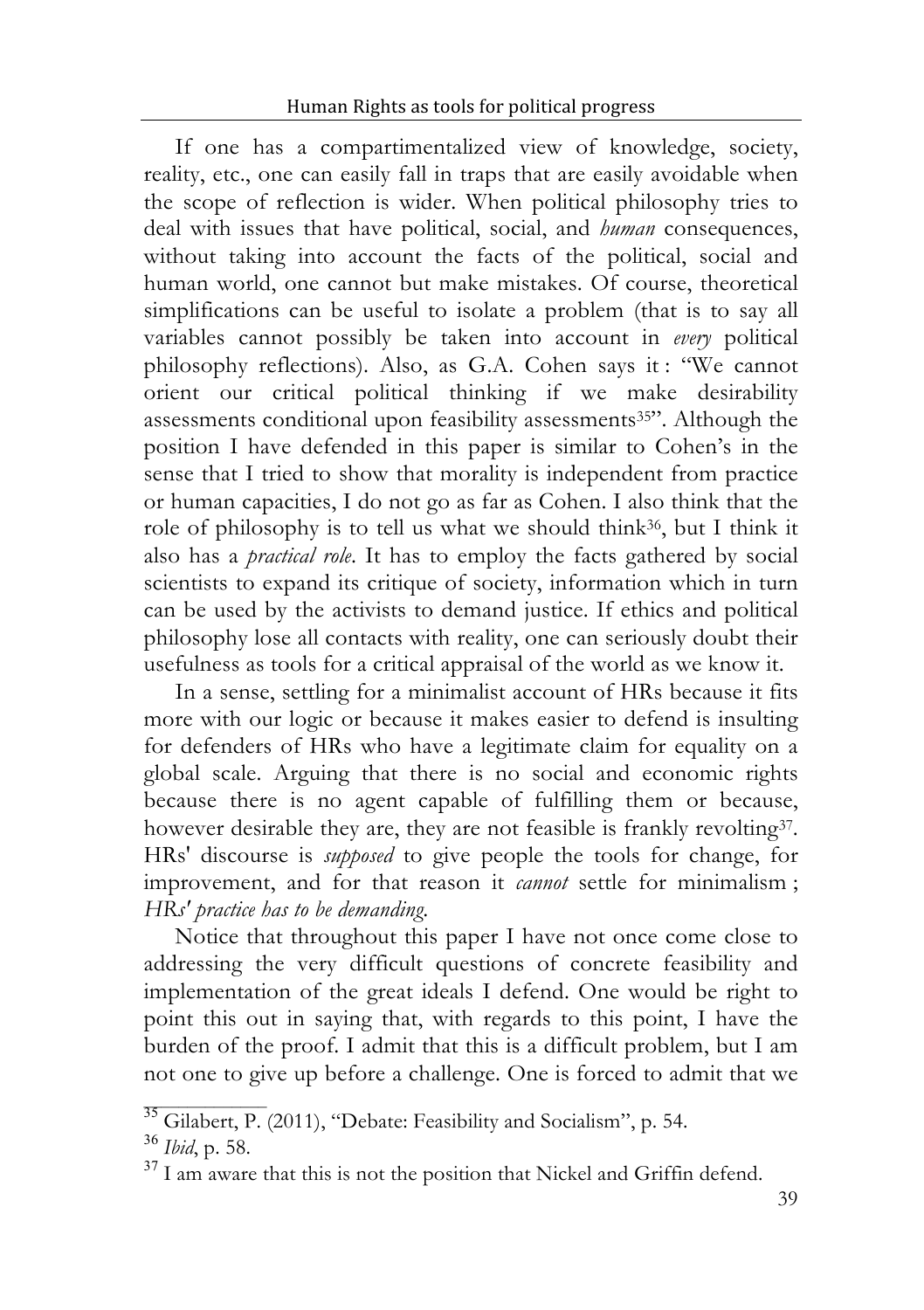If one has a compartimentalized view of knowledge, society, reality, etc., one can easily fall in traps that are easily avoidable when the scope of reflection is wider. When political philosophy tries to deal with issues that have political, social, and *human* consequences, without taking into account the facts of the political, social and human world, one cannot but make mistakes. Of course, theoretical simplifications can be useful to isolate a problem (that is to say all variables cannot possibly be taken into account in *every* political philosophy reflections). Also, as G.A. Cohen says it : "We cannot orient our critical political thinking if we make desirability assessments conditional upon feasibility assessments[35]". Although the position I have defended in this paper is similar to Cohen's in the sense that I tried to show that morality is independent from practice or human capacities, I do not go as far as Cohen. I also think that the role of philosophy is to tell us what we should think[36], but I think it also has a *practical role*. It has to employ the facts gathered by social scientists to expand its critique of society, information which in turn can be used by the activists to demand justice. If ethics and political philosophy lose all contacts with reality, one can seriously doubt their usefulness as tools for a critical appraisal of the world as we know it.

In a sense, settling for a minimalist account of HRs because it fits more with our logic or because it makes easier to defend is insulting for defenders of HRs who have a legitimate claim for equality on a global scale. Arguing that there is no social and economic rights because there is no agent capable of fulfilling them or because, however desirable they are, they are not feasible is frankly revolting[37]. HRs' discourse is *supposed* to give people the tools for change, for improvement, and for that reason it *cannot* settle for minimalism ; *HRs' practice has to be demanding*.

Notice that throughout this paper I have not once come close to addressing the very difficult questions of concrete feasibility and implementation of the great ideals I defend. One would be right to point this out in saying that, with regards to this point, I have the burden of the proof. I admit that this is a difficult problem, but I am not one to give up before a challenge. One is forced to admit that we

[35] Gilabert, P. (2011), "Debate: Feasibility and Socialism", p. 54.

[36] *Ibid*, p. 58.

[37] I am aware that this is not the position that Nickel and Griffin defend.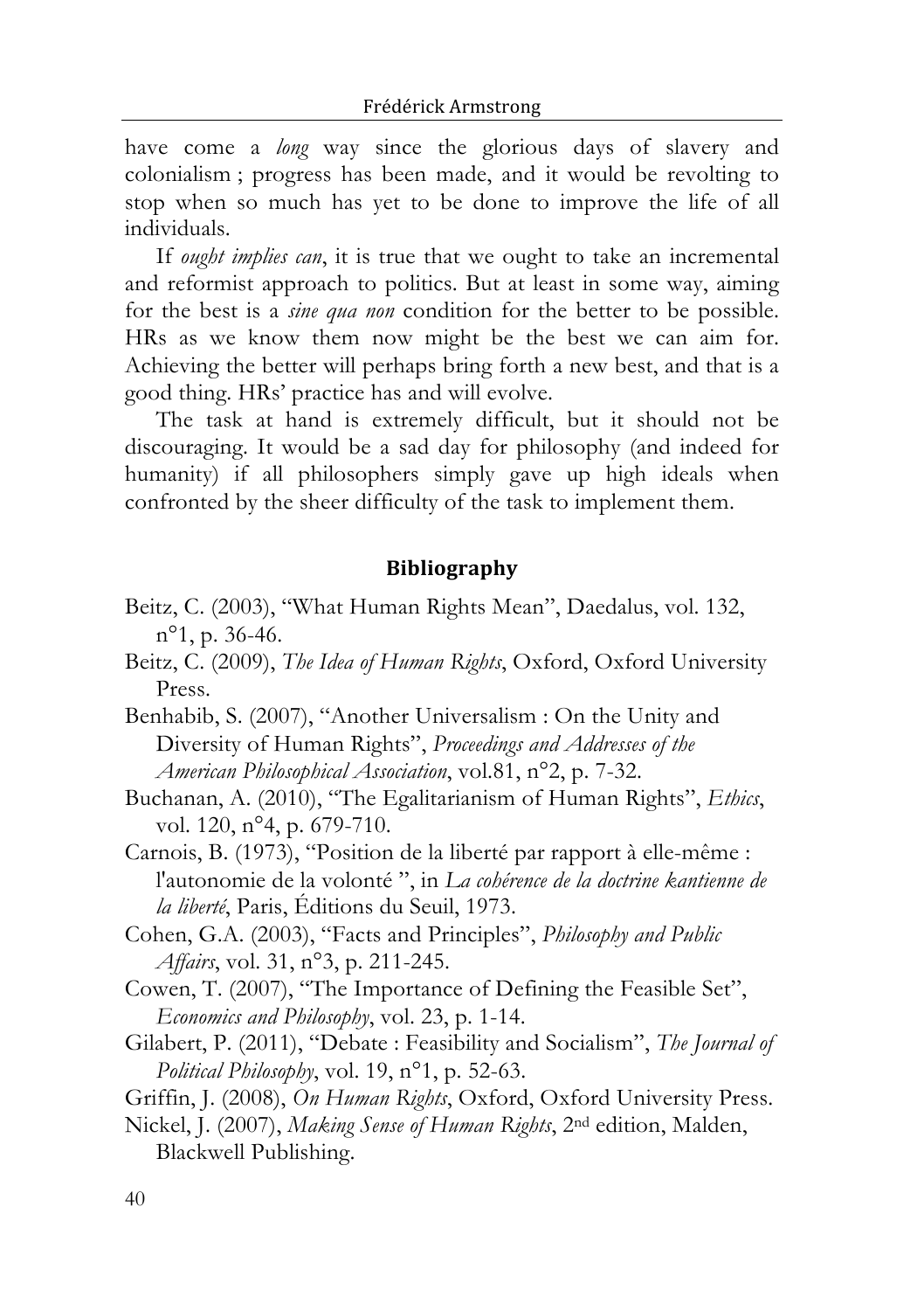have come a *long* way since the glorious days of slavery and colonialism ; progress has been made, and it would be revolting to stop when so much has yet to be done to improve the life of all individuals.

If *ought implies can*, it is true that we ought to take an incremental and reformist approach to politics. But at least in some way, aiming for the best is a *sine qua non* condition for the better to be possible. HRs as we know them now might be the best we can aim for. Achieving the better will perhaps bring forth a new best, and that is a good thing. HRs' practice has and will evolve.

The task at hand is extremely difficult, but it should not be discouraging. It would be a sad day for philosophy (and indeed for humanity) if all philosophers simply gave up high ideals when confronted by the sheer difficulty of the task to implement them.

## Bibliography

Beitz, C. (2003), "What Human Rights Mean", Daedalus, vol. 132, n°1, p. 36-46.

Beitz, C. (2009), *The Idea of Human Rights*, Oxford, Oxford University Press.

Benhabib, S. (2007), "Another Universalism : On the Unity and Diversity of Human Rights", *Proceedings and Addresses of the American Philosophical Association*, vol.81, n°2, p. 7-32.

Buchanan, A. (2010), "The Egalitarianism of Human Rights", *Ethics*, vol. 120, n°4, p. 679-710.

Carnois, B. (1973), "Position de la liberté par rapport à elle-même : l'autonomie de la volonté ", in *La cohérence de la doctrine kantienne de la liberté*, Paris, Éditions du Seuil, 1973.

Cohen, G.A. (2003), "Facts and Principles", *Philosophy and Public Affairs*, vol. 31, n°3, p. 211-245.

Cowen, T. (2007), "The Importance of Defining the Feasible Set", *Economics and Philosophy*, vol. 23, p. 1-14.

Gilabert, P. (2011), "Debate : Feasibility and Socialism", *The Journal of Political Philosophy*, vol. 19, n°1, p. 52-63.

Griffin, J. (2008), *On Human Rights*, Oxford, Oxford University Press.

Nickel, J. (2007), *Making Sense of Human Rights*, 2nd edition, Malden, Blackwell Publishing.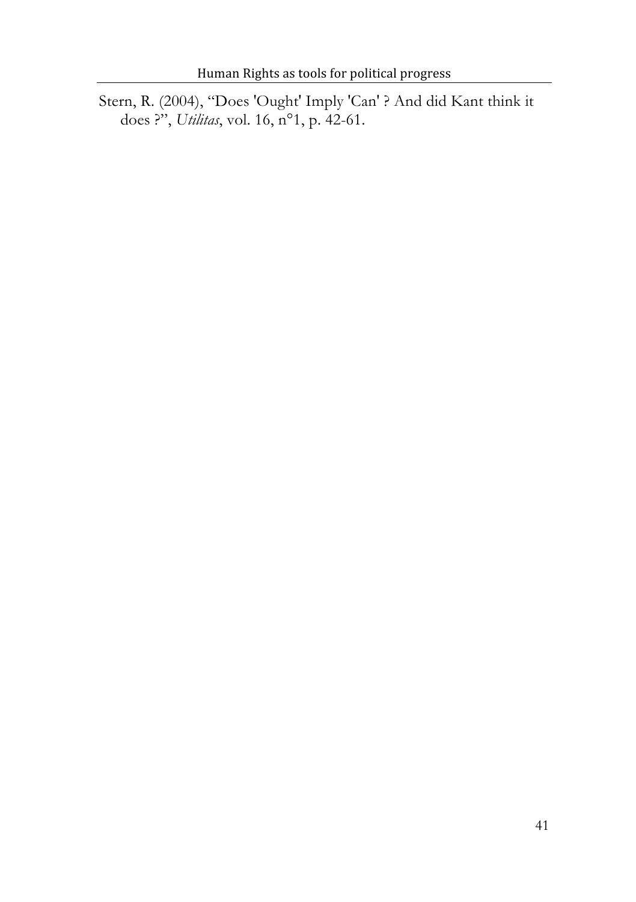Stern, R. (2004), “Does 'Ought' Imply 'Can' ? And did Kant think it does ?”, *Utilitas*, vol. 16, n°1, p. 42-61.